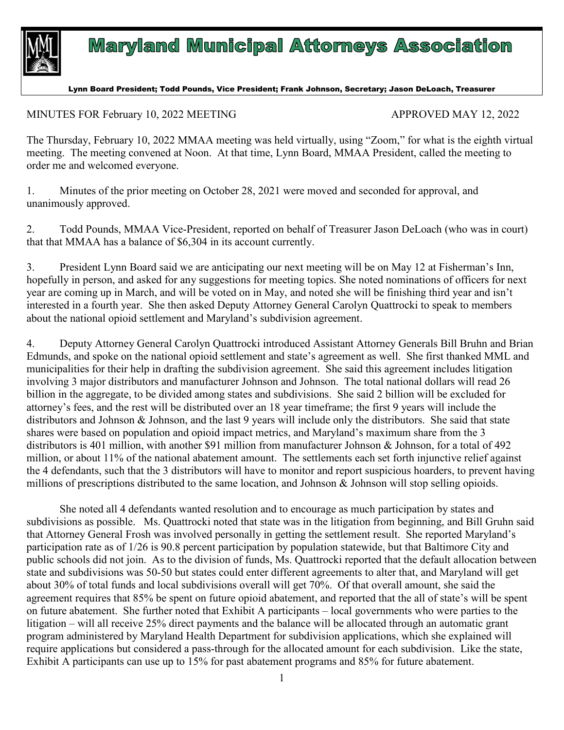# Maryland Municipal Attorneys Association

Lynn Board President; Todd Pounds, Vice President; Frank Johnson, Secretary; Jason DeLoach, Treasurer

MINUTES FOR February 10, 2022 MEETING APPROVED MAY 12, 2022

The Thursday, February 10, 2022 MMAA meeting was held virtually, using "Zoom," for what is the eighth virtual meeting. The meeting convened at Noon. At that time, Lynn Board, MMAA President, called the meeting to order me and welcomed everyone.

1. Minutes of the prior meeting on October 28, 2021 were moved and seconded for approval, and unanimously approved.

2. Todd Pounds, MMAA Vice-President, reported on behalf of Treasurer Jason DeLoach (who was in court) that that MMAA has a balance of $6,304 in its account currently.

3. President Lynn Board said we are anticipating our next meeting will be on May 12 at Fisherman's Inn, hopefully in person, and asked for any suggestions for meeting topics. She noted nominations of officers for next year are coming up in March, and will be voted on in May, and noted she will be finishing third year and isn't interested in a fourth year. She then asked Deputy Attorney General Carolyn Quattrocki to speak to members about the national opioid settlement and Maryland's subdivision agreement.

4. Deputy Attorney General Carolyn Quattrocki introduced Assistant Attorney Generals Bill Bruhn and Brian Edmunds, and spoke on the national opioid settlement and state's agreement as well. She first thanked MML and municipalities for their help in drafting the subdivision agreement. She said this agreement includes litigation involving 3 major distributors and manufacturer Johnson and Johnson. The total national dollars will read 26 billion in the aggregate, to be divided among states and subdivisions. She said 2 billion will be excluded for attorney's fees, and the rest will be distributed over an 18 year timeframe; the first 9 years will include the distributors and Johnson & Johnson, and the last 9 years will include only the distributors. She said that state shares were based on population and opioid impact metrics, and Maryland's maximum share from the 3 distributors is 401 million, with another $91 million from manufacturer Johnson & Johnson, for a total of 492 million, or about 11% of the national abatement amount. The settlements each set forth injunctive relief against the 4 defendants, such that the 3 distributors will have to monitor and report suspicious hoarders, to prevent having millions of prescriptions distributed to the same location, and Johnson & Johnson will stop selling opioids.

She noted all 4 defendants wanted resolution and to encourage as much participation by states and subdivisions as possible. Ms. Quattrocki noted that state was in the litigation from beginning, and Bill Gruhn said that Attorney General Frosh was involved personally in getting the settlement result. She reported Maryland's participation rate as of 1/26 is 90.8 percent participation by population statewide, but that Baltimore City and public schools did not join. As to the division of funds, Ms. Quattrocki reported that the default allocation between state and subdivisions was 50-50 but states could enter different agreements to alter that, and Maryland will get about 30% of total funds and local subdivisions overall will get 70%. Of that overall amount, she said the agreement requires that 85% be spent on future opioid abatement, and reported that the all of state's will be spent on future abatement. She further noted that Exhibit A participants – local governments who were parties to the litigation – will all receive 25% direct payments and the balance will be allocated through an automatic grant program administered by Maryland Health Department for subdivision applications, which she explained will require applications but considered a pass-through for the allocated amount for each subdivision. Like the state, Exhibit A participants can use up to 15% for past abatement programs and 85% for future abatement.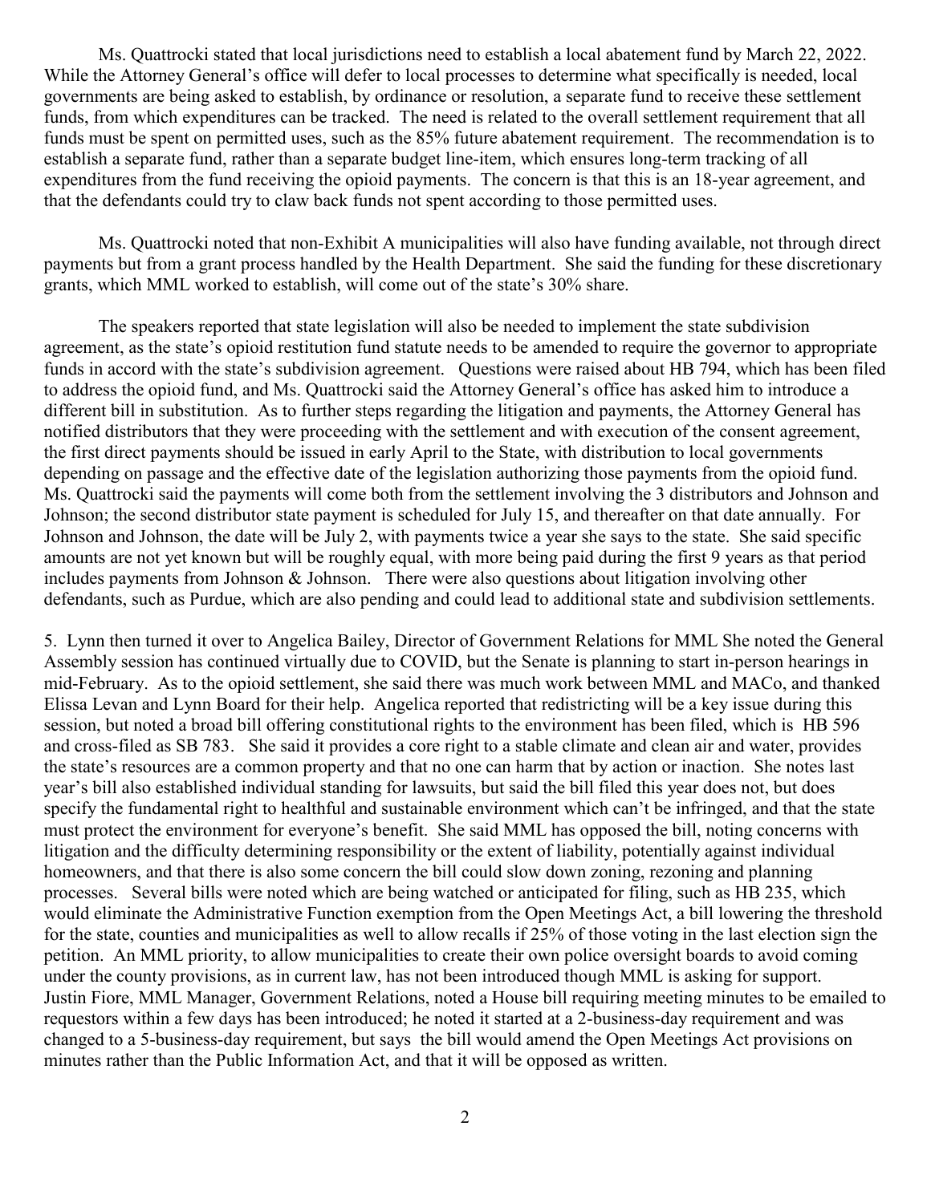Ms. Quattrocki stated that local jurisdictions need to establish a local abatement fund by March 22, 2022. While the Attorney General's office will defer to local processes to determine what specifically is needed, local governments are being asked to establish, by ordinance or resolution, a separate fund to receive these settlement funds, from which expenditures can be tracked. The need is related to the overall settlement requirement that all funds must be spent on permitted uses, such as the 85% future abatement requirement. The recommendation is to establish a separate fund, rather than a separate budget line-item, which ensures long-term tracking of all expenditures from the fund receiving the opioid payments. The concern is that this is an 18-year agreement, and that the defendants could try to claw back funds not spent according to those permitted uses.

Ms. Quattrocki noted that non-Exhibit A municipalities will also have funding available, not through direct payments but from a grant process handled by the Health Department. She said the funding for these discretionary grants, which MML worked to establish, will come out of the state's 30% share.

The speakers reported that state legislation will also be needed to implement the state subdivision agreement, as the state's opioid restitution fund statute needs to be amended to require the governor to appropriate funds in accord with the state's subdivision agreement. Questions were raised about HB 794, which has been filed to address the opioid fund, and Ms. Quattrocki said the Attorney General's office has asked him to introduce a different bill in substitution. As to further steps regarding the litigation and payments, the Attorney General has notified distributors that they were proceeding with the settlement and with execution of the consent agreement, the first direct payments should be issued in early April to the State, with distribution to local governments depending on passage and the effective date of the legislation authorizing those payments from the opioid fund. Ms. Quattrocki said the payments will come both from the settlement involving the 3 distributors and Johnson and Johnson; the second distributor state payment is scheduled for July 15, and thereafter on that date annually. For Johnson and Johnson, the date will be July 2, with payments twice a year she says to the state. She said specific amounts are not yet known but will be roughly equal, with more being paid during the first 9 years as that period includes payments from Johnson & Johnson. There were also questions about litigation involving other defendants, such as Purdue, which are also pending and could lead to additional state and subdivision settlements.

5. Lynn then turned it over to Angelica Bailey, Director of Government Relations for MML She noted the General Assembly session has continued virtually due to COVID, but the Senate is planning to start in-person hearings in mid-February. As to the opioid settlement, she said there was much work between MML and MACo, and thanked Elissa Levan and Lynn Board for their help. Angelica reported that redistricting will be a key issue during this session, but noted a broad bill offering constitutional rights to the environment has been filed, which is HB 596 and cross-filed as SB 783. She said it provides a core right to a stable climate and clean air and water, provides the state's resources are a common property and that no one can harm that by action or inaction. She notes last year's bill also established individual standing for lawsuits, but said the bill filed this year does not, but does specify the fundamental right to healthful and sustainable environment which can't be infringed, and that the state must protect the environment for everyone's benefit. She said MML has opposed the bill, noting concerns with litigation and the difficulty determining responsibility or the extent of liability, potentially against individual homeowners, and that there is also some concern the bill could slow down zoning, rezoning and planning processes. Several bills were noted which are being watched or anticipated for filing, such as HB 235, which would eliminate the Administrative Function exemption from the Open Meetings Act, a bill lowering the threshold for the state, counties and municipalities as well to allow recalls if 25% of those voting in the last election sign the petition. An MML priority, to allow municipalities to create their own police oversight boards to avoid coming under the county provisions, as in current law, has not been introduced though MML is asking for support. Justin Fiore, MML Manager, Government Relations, noted a House bill requiring meeting minutes to be emailed to requestors within a few days has been introduced; he noted it started at a 2-business-day requirement and was changed to a 5-business-day requirement, but says the bill would amend the Open Meetings Act provisions on minutes rather than the Public Information Act, and that it will be opposed as written.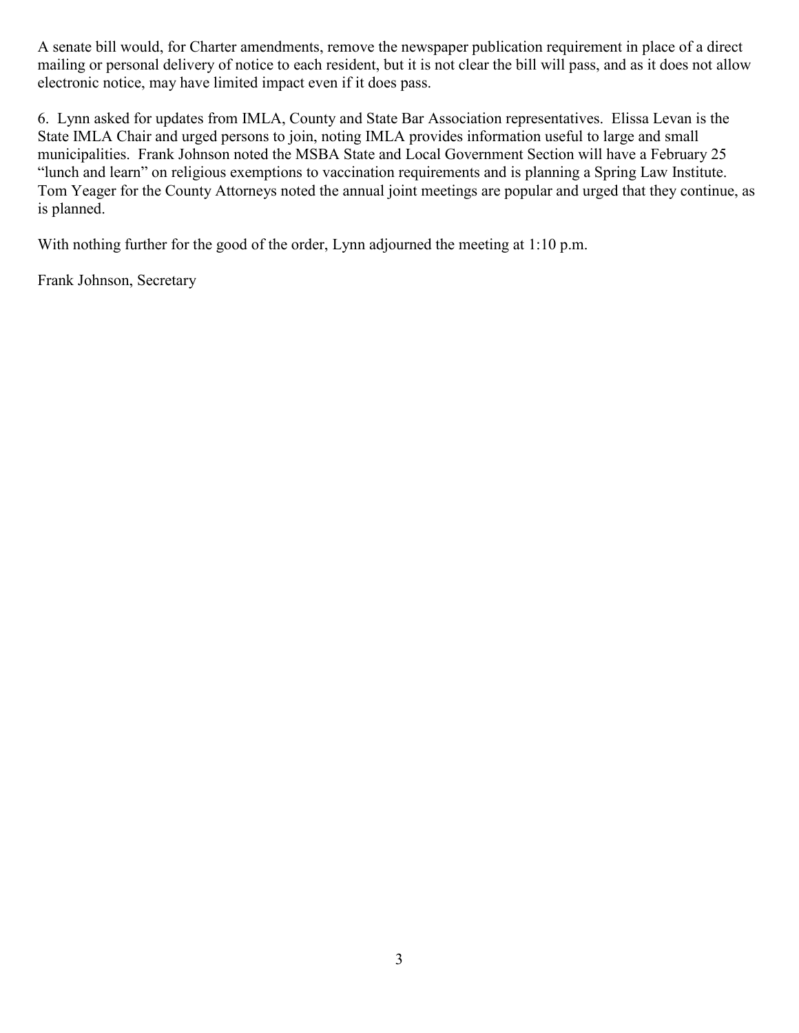A senate bill would, for Charter amendments, remove the newspaper publication requirement in place of a direct mailing or personal delivery of notice to each resident, but it is not clear the bill will pass, and as it does not allow electronic notice, may have limited impact even if it does pass.

6. Lynn asked for updates from IMLA, County and State Bar Association representatives. Elissa Levan is the State IMLA Chair and urged persons to join, noting IMLA provides information useful to large and small municipalities. Frank Johnson noted the MSBA State and Local Government Section will have a February 25 "lunch and learn" on religious exemptions to vaccination requirements and is planning a Spring Law Institute. Tom Yeager for the County Attorneys noted the annual joint meetings are popular and urged that they continue, as is planned.

With nothing further for the good of the order, Lynn adjourned the meeting at 1:10 p.m.

Frank Johnson, Secretary